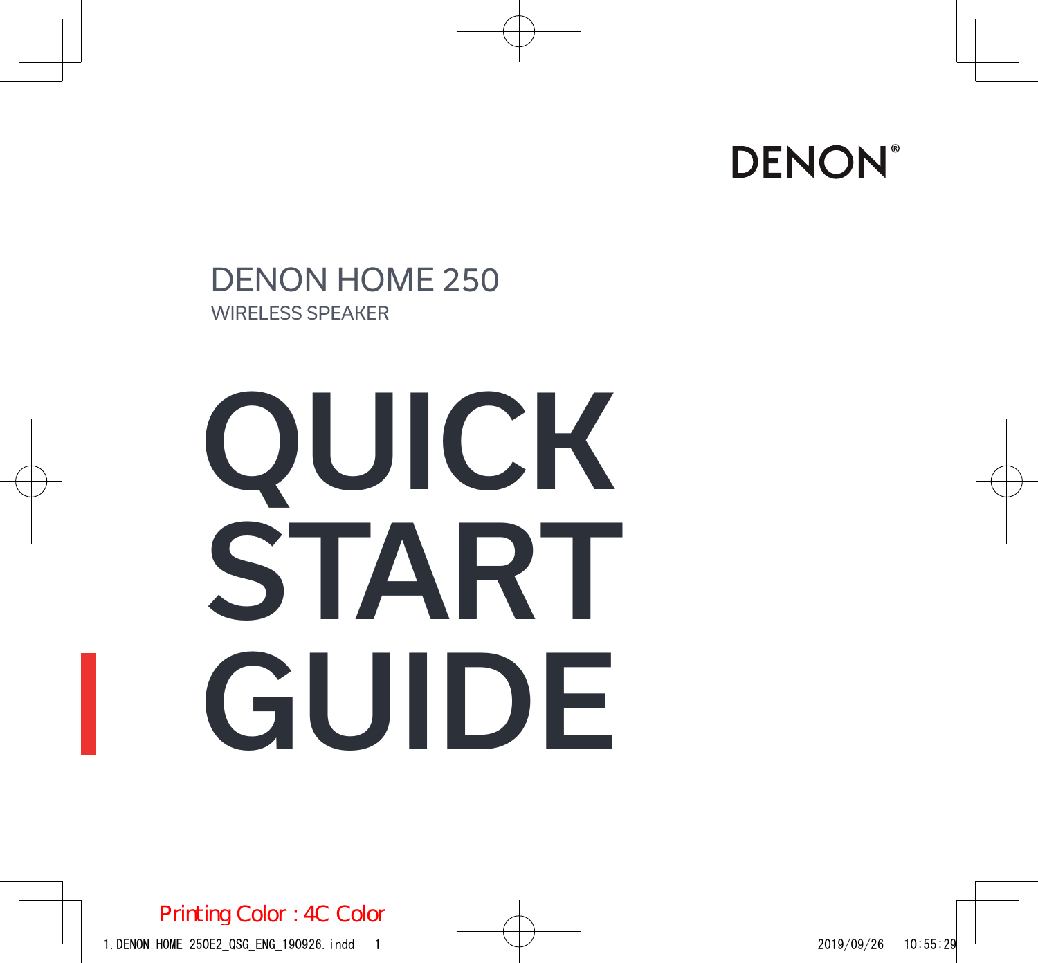DENON®

DENON HOME 250

WIRELESS SPEAKER

# QUICK START GUIDE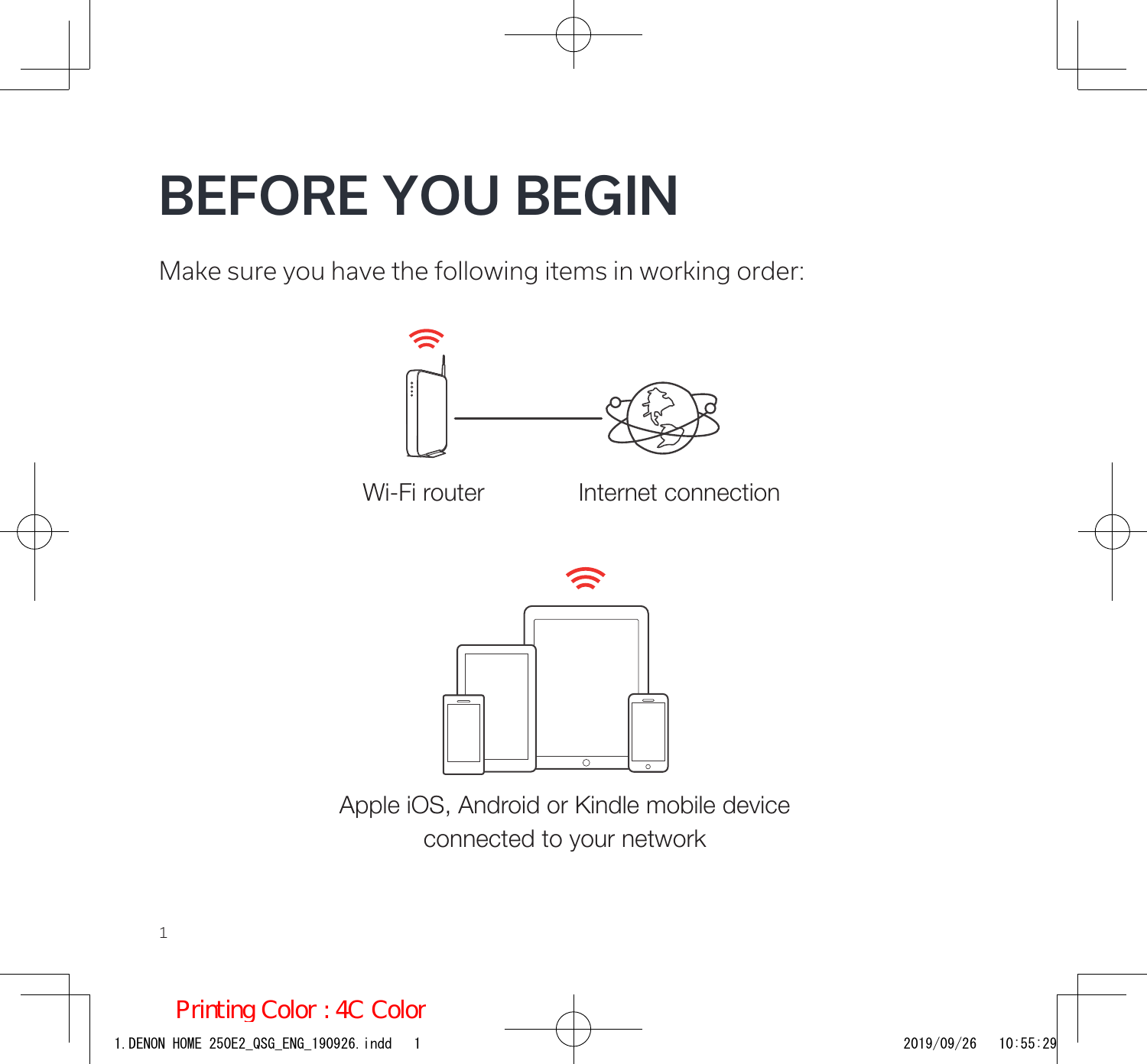# BEFORE YOU BEGIN

Make sure you have the following items in working order:

Wi-Fi router

Internet connection

Apple iOS, Android or Kindle mobile device connected to your network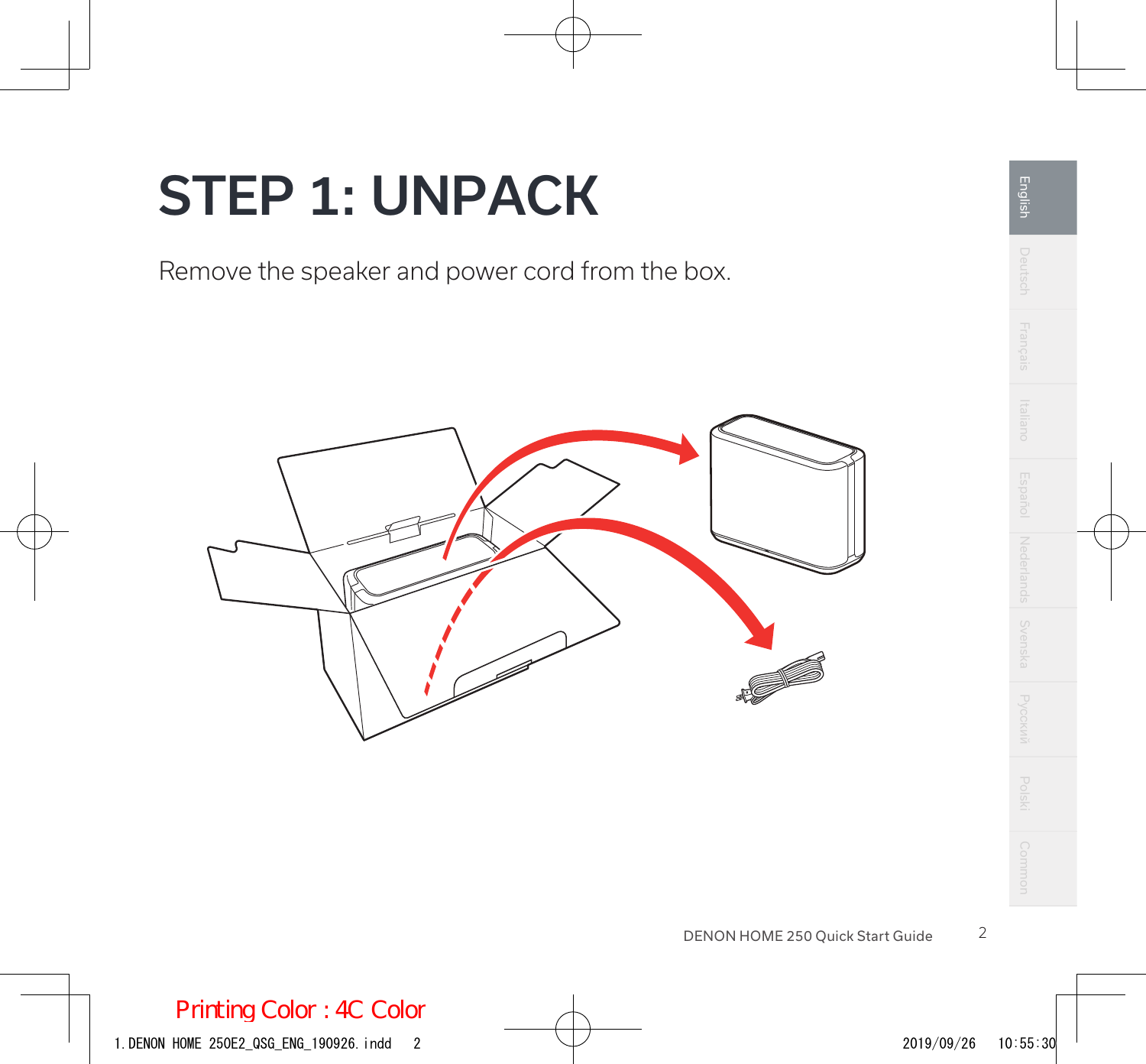# STEP 1: UNPACK

Remove the speaker and power cord from the box.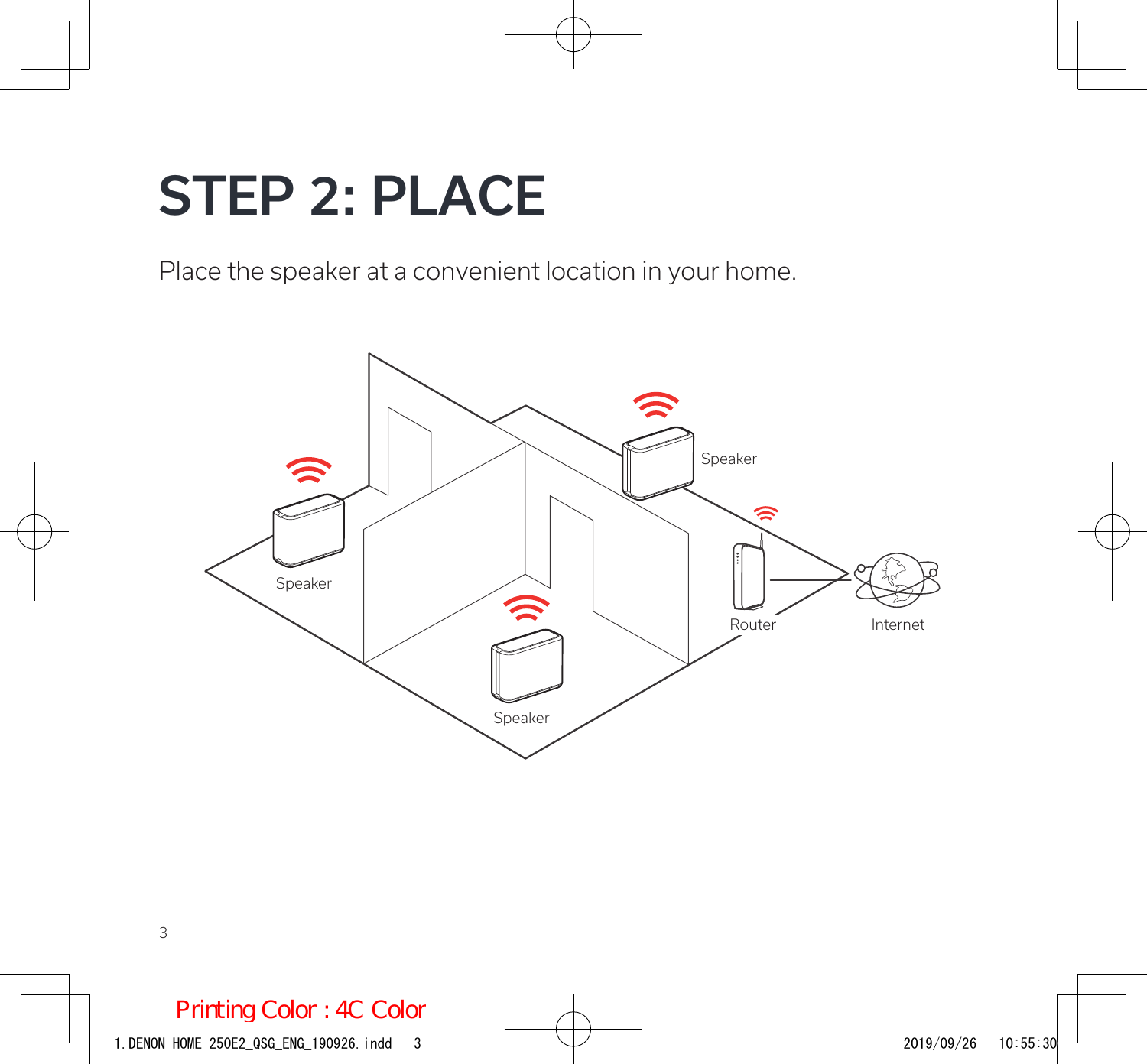# STEP 2: PLACE

Place the speaker at a convenient location in your home.

Speaker

Speaker

Speaker

Router

Internet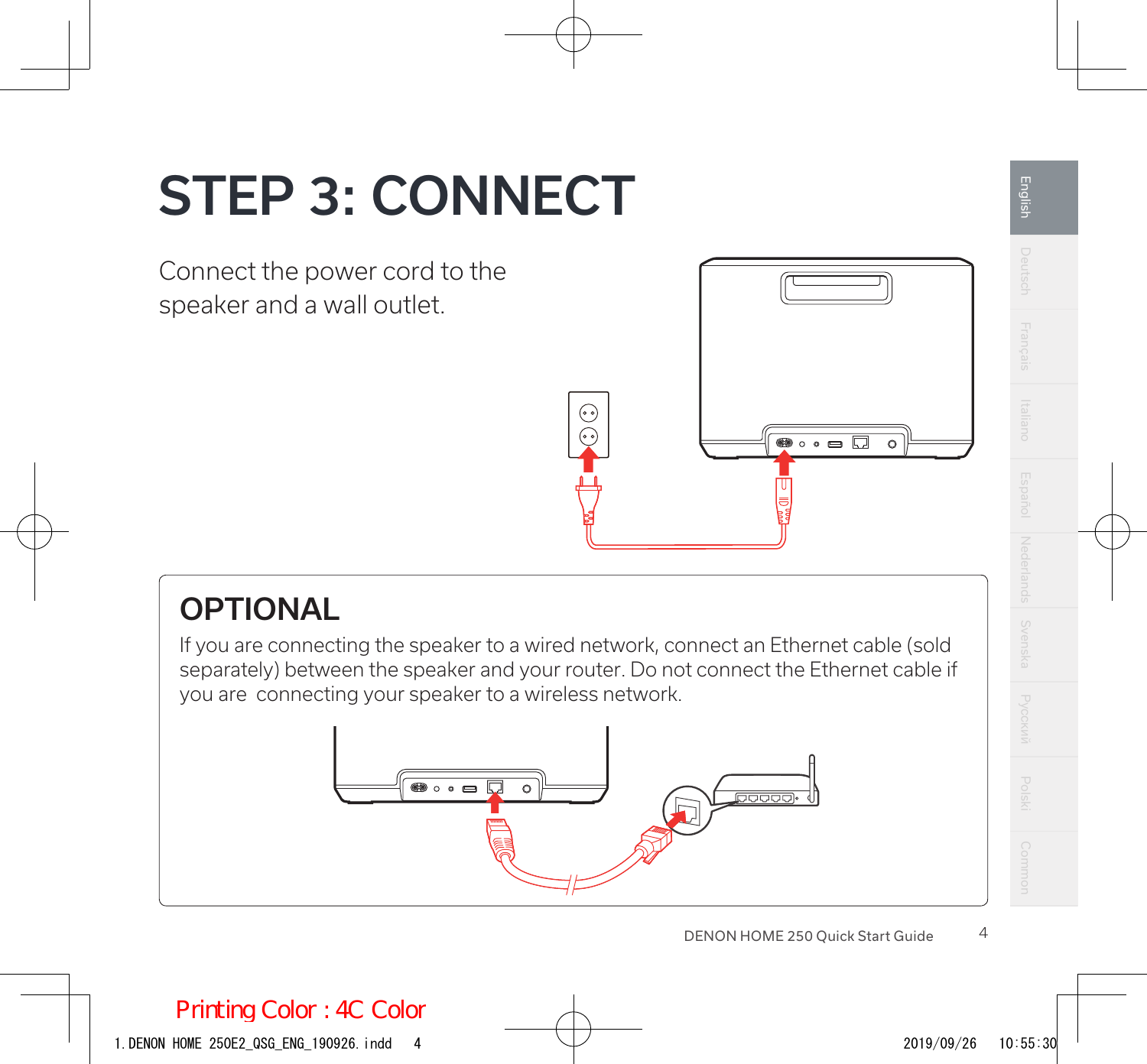# STEP 3: CONNECT

Connect the power cord to the speaker and a wall outlet.

## OPTIONAL

If you are connecting the speaker to a wired network, connect an Ethernet cable (sold separately) between the speaker and your router. Do not connect the Ethernet cable if you are connecting your speaker to a wireless network.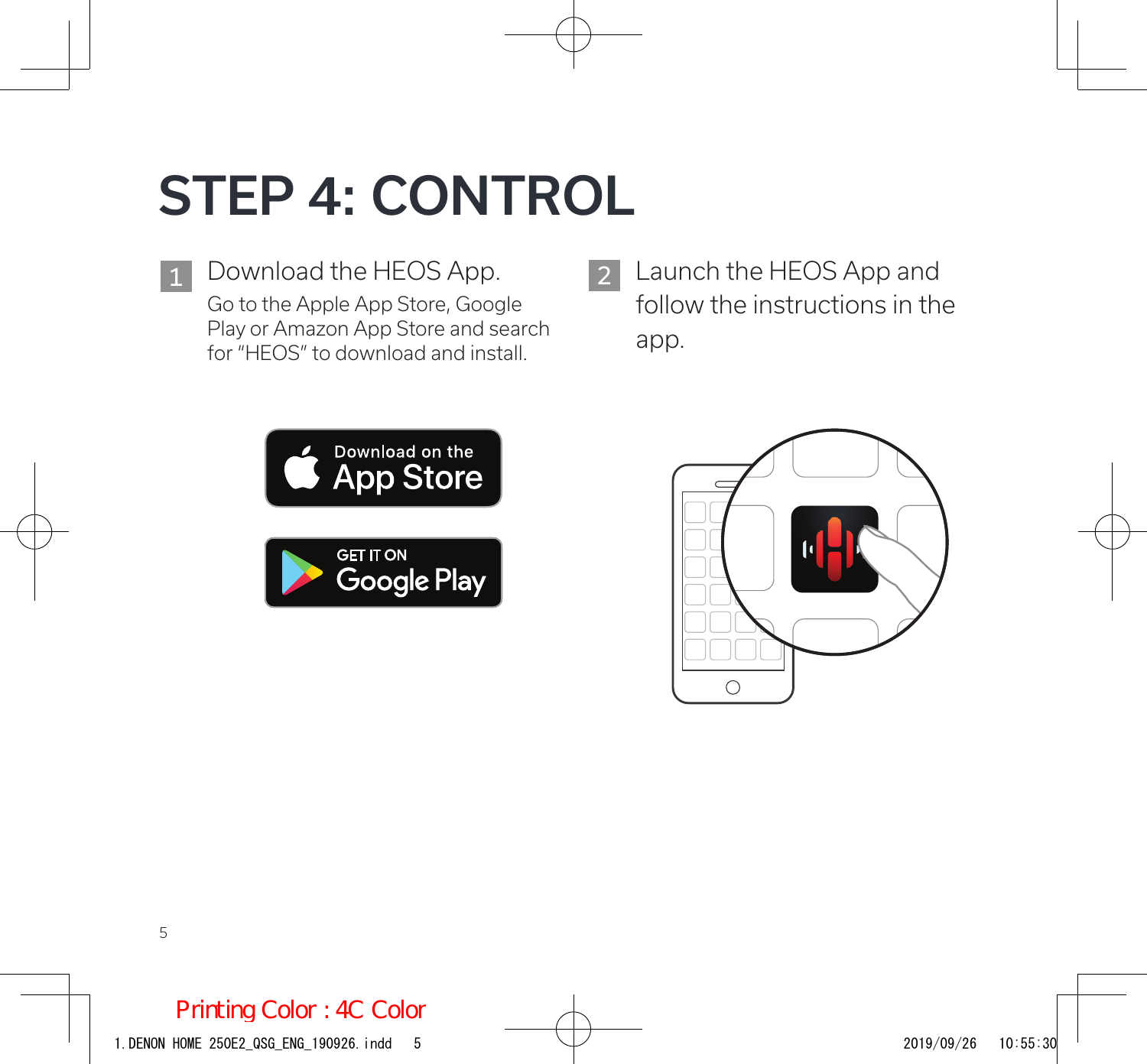# STEP 4: CONTROL

1 Download the HEOS App.

Go to the Apple App Store, Google Play or Amazon App Store and search for "HEOS" to download and install.

2 Launch the HEOS App and follow the instructions in the app.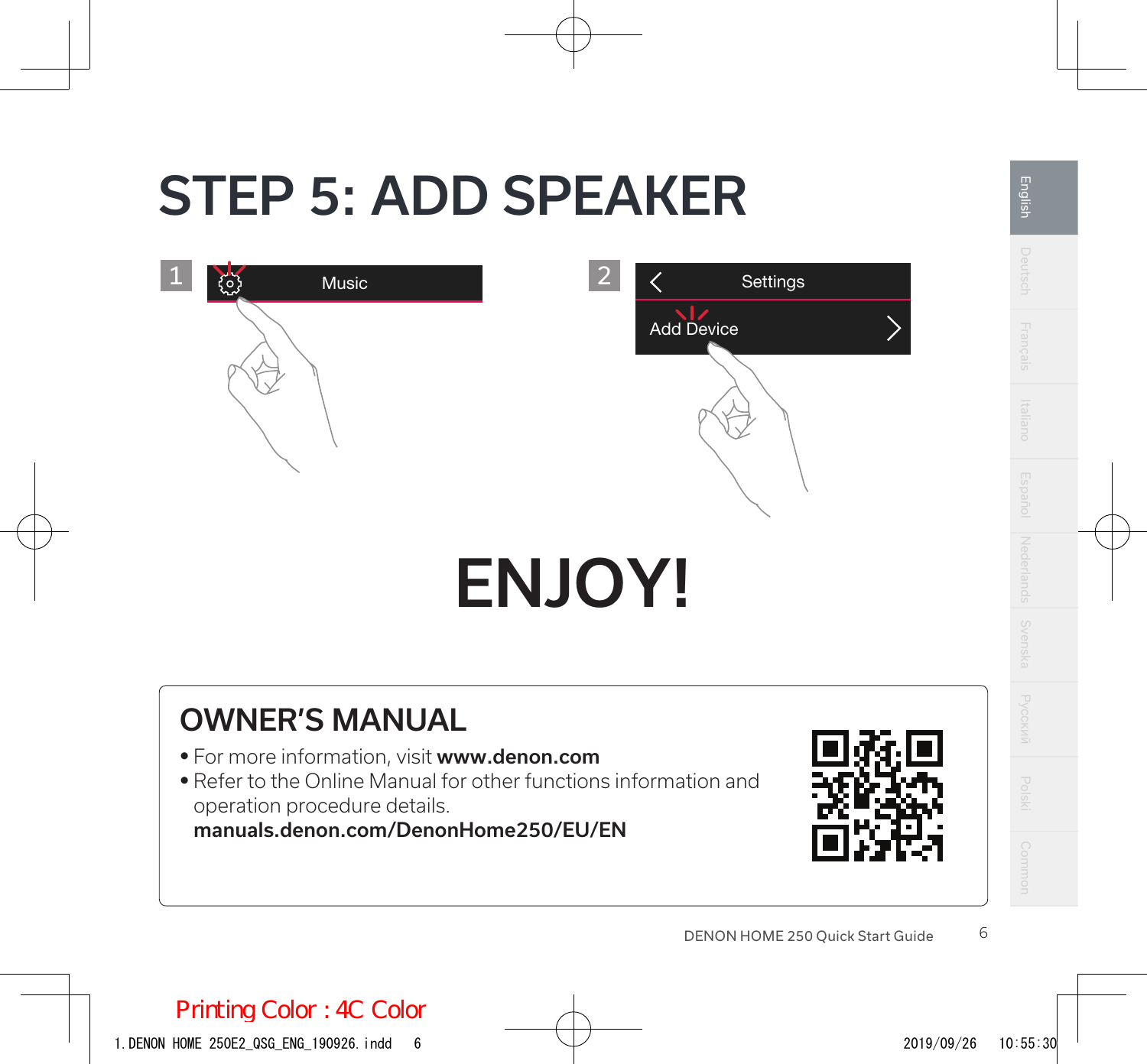# STEP 5: ADD SPEAKER

1 Music

2 Settings

Add Device

# ENJOY!

## OWNER'S MANUAL

- For more information, visit **www.denon.com**
- Refer to the Online Manual for other functions information and operation procedure details.
  **manuals.denon.com/DenonHome250/EU/EN**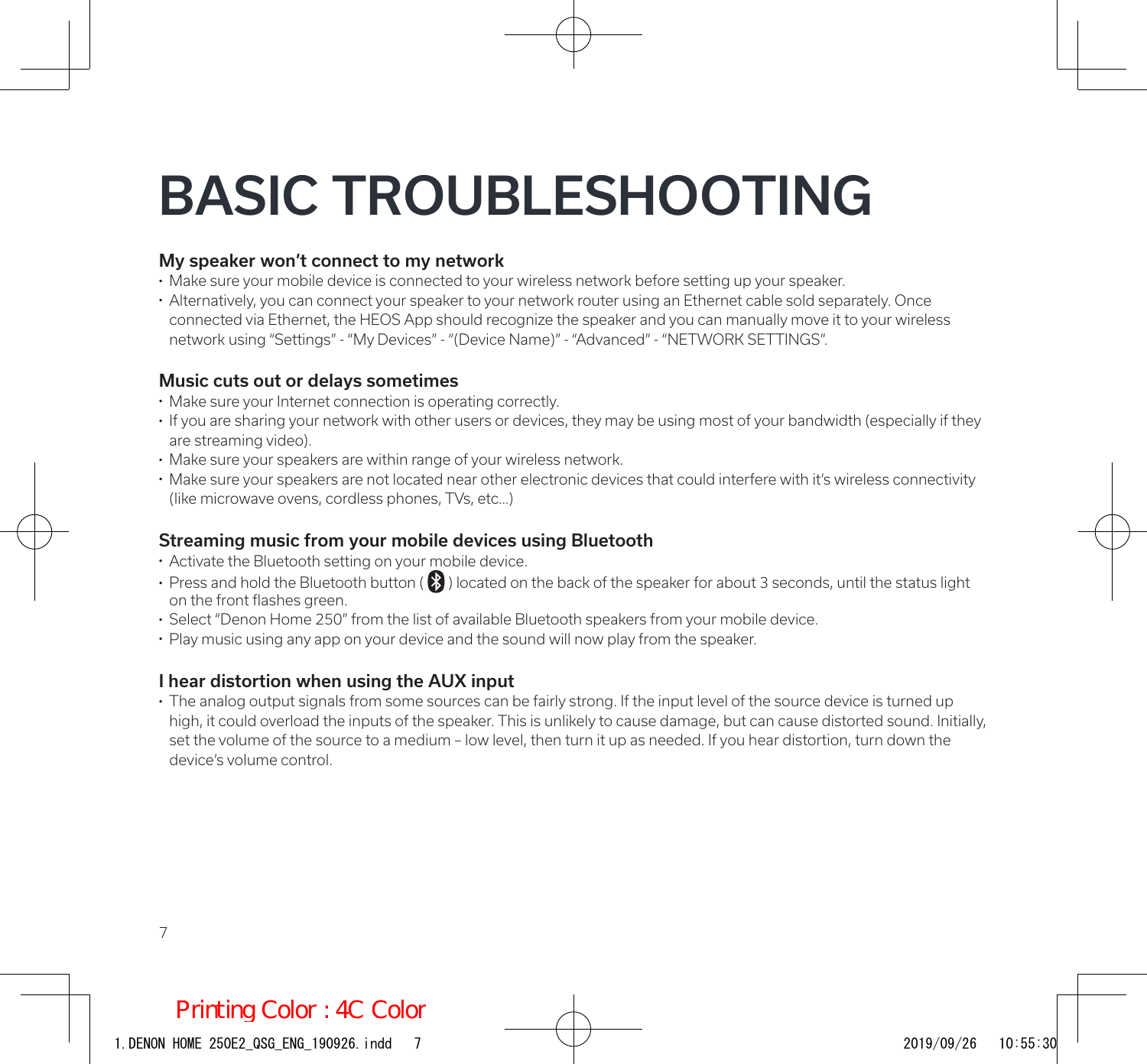# BASIC TROUBLESHOOTING

### My speaker won't connect to my network

- Make sure your mobile device is connected to your wireless network before setting up your speaker.
- Alternatively, you can connect your speaker to your network router using an Ethernet cable sold separately. Once connected via Ethernet, the HEOS App should recognize the speaker and you can manually move it to your wireless network using "Settings" - "My Devices" - "(Device Name)" - "Advanced" - "NETWORK SETTINGS".

### Music cuts out or delays sometimes

- Make sure your Internet connection is operating correctly.
- If you are sharing your network with other users or devices, they may be using most of your bandwidth (especially if they are streaming video).
- Make sure your speakers are within range of your wireless network.
- Make sure your speakers are not located near other electronic devices that could interfere with it's wireless connectivity (like microwave ovens, cordless phones, TVs, etc...)

### Streaming music from your mobile devices using Bluetooth

- Activate the Bluetooth setting on your mobile device.
- Press and hold the Bluetooth button ( ) located on the back of the speaker for about 3 seconds, until the status light on the front flashes green.
- Select "Denon Home 250" from the list of available Bluetooth speakers from your mobile device.
- Play music using any app on your device and the sound will now play from the speaker.

### I hear distortion when using the AUX input

- The analog output signals from some sources can be fairly strong. If the input level of the source device is turned up high, it could overload the inputs of the speaker. This is unlikely to cause damage, but can cause distorted sound. Initially, set the volume of the source to a medium – low level, then turn it up as needed. If you hear distortion, turn down the device's volume control.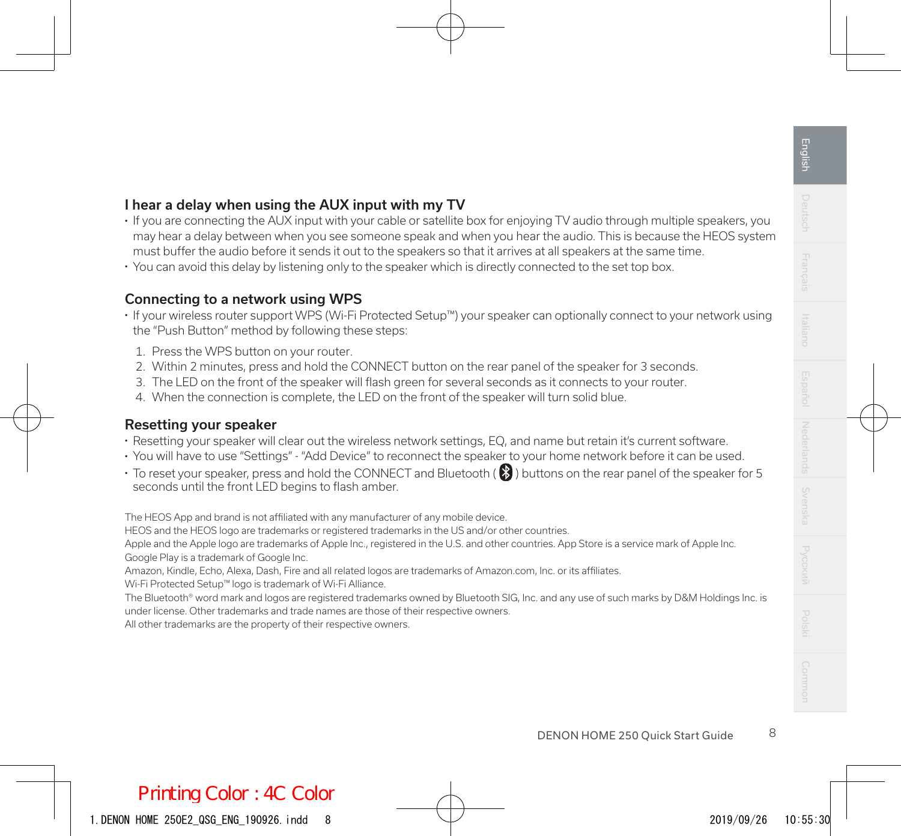## I hear a delay when using the AUX input with my TV

- If you are connecting the AUX input with your cable or satellite box for enjoying TV audio through multiple speakers, you may hear a delay between when you see someone speak and when you hear the audio. This is because the HEOS system must buffer the audio before it sends it out to the speakers so that it arrives at all speakers at the same time.
- You can avoid this delay by listening only to the speaker which is directly connected to the set top box.

## Connecting to a network using WPS

- If your wireless router support WPS (Wi-Fi Protected Setup™) your speaker can optionally connect to your network using the "Push Button" method by following these steps:

1. Press the WPS button on your router.
2. Within 2 minutes, press and hold the CONNECT button on the rear panel of the speaker for 3 seconds.
3. The LED on the front of the speaker will flash green for several seconds as it connects to your router.
4. When the connection is complete, the LED on the front of the speaker will turn solid blue.

## Resetting your speaker

- Resetting your speaker will clear out the wireless network settings, EQ, and name but retain it's current software.
- You will have to use "Settings" - "Add Device" to reconnect the speaker to your home network before it can be used.
- To reset your speaker, press and hold the CONNECT and Bluetooth ( ) buttons on the rear panel of the speaker for 5 seconds until the front LED begins to flash amber.

The HEOS App and brand is not affiliated with any manufacturer of any mobile device.
HEOS and the HEOS logo are trademarks or registered trademarks in the US and/or other countries.
Apple and the Apple logo are trademarks of Apple Inc., registered in the U.S. and other countries. App Store is a service mark of Apple Inc.
Google Play is a trademark of Google Inc.
Amazon, Kindle, Echo, Alexa, Dash, Fire and all related logos are trademarks of Amazon.com, Inc. or its affiliates.
Wi-Fi Protected Setup™ logo is trademark of Wi-Fi Alliance.
The Bluetooth® word mark and logos are registered trademarks owned by Bluetooth SIG, Inc. and any use of such marks by D&M Holdings Inc. is under license. Other trademarks and trade names are those of their respective owners.
All other trademarks are the property of their respective owners.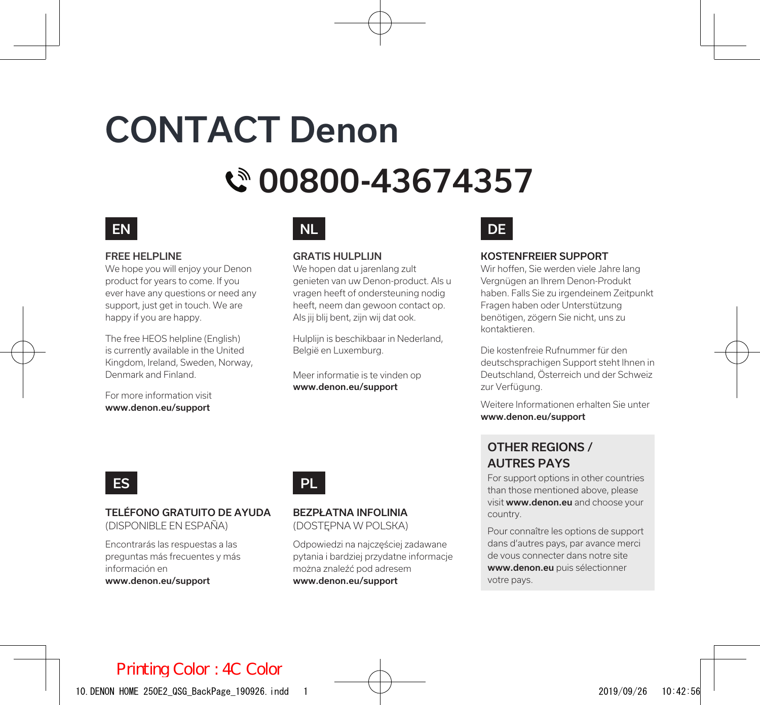# CONTACT Denon

## 00800-43674357

### EN

**FREE HELPLINE**

We hope you will enjoy your Denon product for years to come. If you ever have any questions or need any support, just get in touch. We are happy if you are happy.

The free HEOS helpline (English) is currently available in the United Kingdom, Ireland, Sweden, Norway, Denmark and Finland.

For more information visit
**www.denon.eu/support**

### NL

**GRATIS HULPLIJN**

We hopen dat u jarenlang zult genieten van uw Denon-product. Als u vragen heeft of ondersteuning nodig heeft, neem dan gewoon contact op. Als jij blij bent, zijn wij dat ook.

Hulplijn is beschikbaar in Nederland, België en Luxemburg.

Meer informatie is te vinden op
**www.denon.eu/support**

### DE

**KOSTENFREIER SUPPORT**

Wir hoffen, Sie werden viele Jahre lang Vergnügen an Ihrem Denon-Produkt haben. Falls Sie zu irgendeinem Zeitpunkt Fragen haben oder Unterstützung benötigen, zögern Sie nicht, uns zu kontaktieren.

Die kostenfreie Rufnummer für den deutschsprachigen Support steht Ihnen in Deutschland, Österreich und der Schweiz zur Verfügung.

Weitere Informationen erhalten Sie unter
**www.denon.eu/support**

### ES

**TELÉFONO GRATUITO DE AYUDA**
(DISPONIBLE EN ESPAÑA)

Encontrarás las respuestas a las preguntas más frecuentes y más información en
**www.denon.eu/support**

### PL

**BEZPŁATNA INFOLINIA**
(DOSTĘPNA W POLSKA)

Odpowiedzi na najczęściej zadawane pytania i bardziej przydatne informacje można znaleźć pod adresem
**www.denon.eu/support**

### OTHER REGIONS / AUTRES PAYS

For support options in other countries than those mentioned above, please visit **www.denon.eu** and choose your country.

Pour connaître les options de support dans d'autres pays, par avance merci de vous connecter dans notre site **www.denon.eu** puis sélectionner votre pays.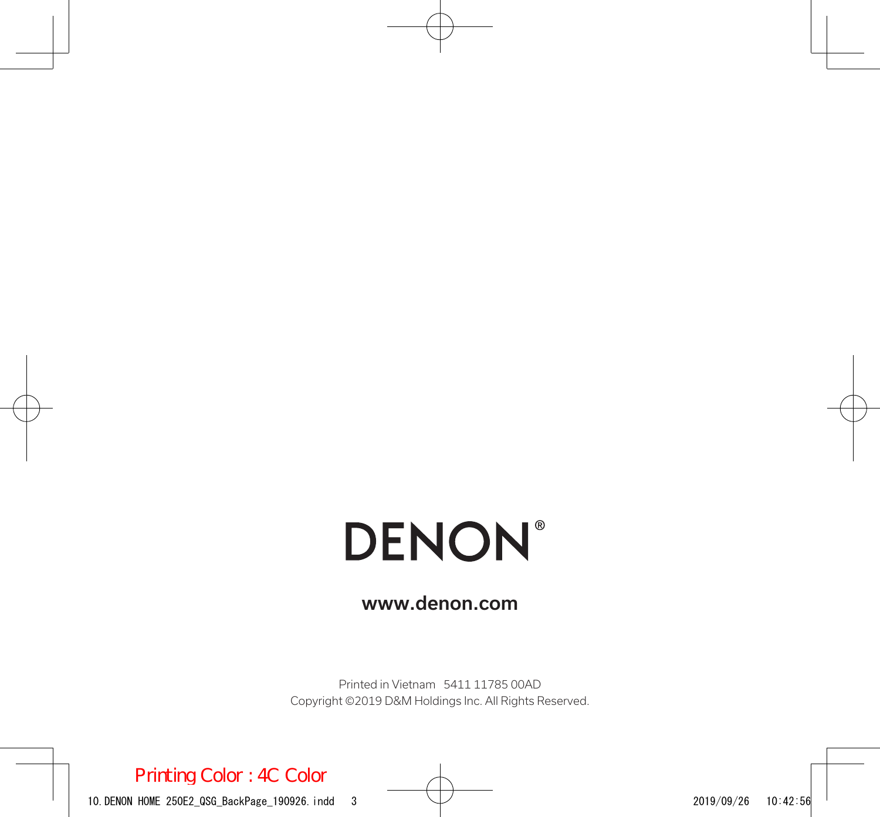DENON®

**www.denon.com**

Printed in Vietnam 5411 11785 00AD
Copyright ©2019 D&M Holdings Inc. All Rights Reserved.